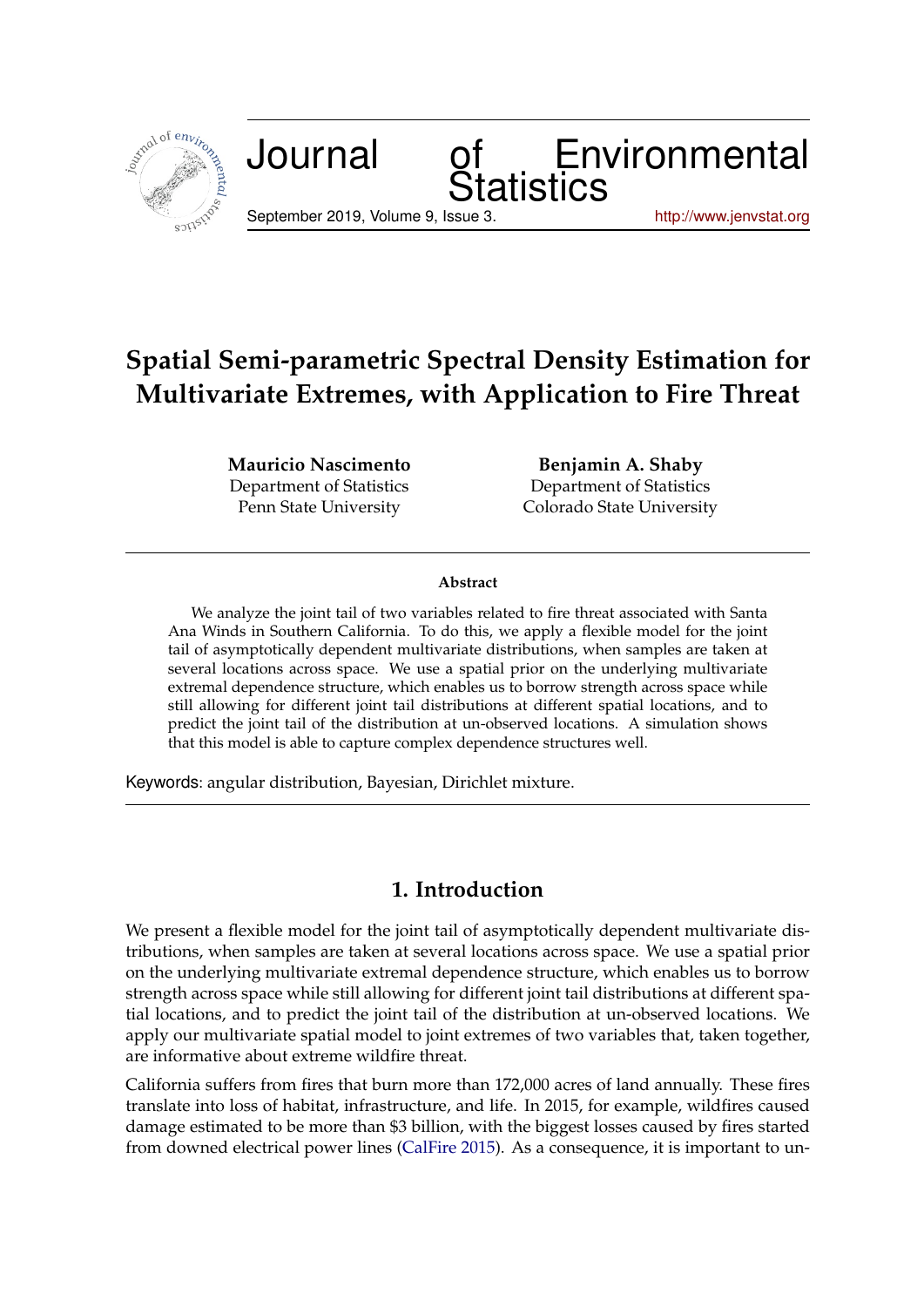# Spatial Semi-parametric Spectral Density Estimation for Multivariate Extremes, with Application to Fire Threat

**Mauricio Nascimento**
Department of Statistics
Penn State University

**Benjamin A. Shaby**
Department of Statistics
Colorado State University

---

**Abstract**

We analyze the joint tail of two variables related to fire threat associated with Santa Ana Winds in Southern California. To do this, we apply a flexible model for the joint tail of asymptotically dependent multivariate distributions, when samples are taken at several locations across space. We use a spatial prior on the underlying multivariate extremal dependence structure, which enables us to borrow strength across space while still allowing for different joint tail distributions at different spatial locations, and to predict the joint tail of the distribution at un-observed locations. A simulation shows that this model is able to capture complex dependence structures well.

Keywords: angular distribution, Bayesian, Dirichlet mixture.

---

## 1. Introduction

We present a flexible model for the joint tail of asymptotically dependent multivariate distributions, when samples are taken at several locations across space. We use a spatial prior on the underlying multivariate extremal dependence structure, which enables us to borrow strength across space while still allowing for different joint tail distributions at different spatial locations, and to predict the joint tail of the distribution at un-observed locations. We apply our multivariate spatial model to joint extremes of two variables that, taken together, are informative about extreme wildfire threat.

California suffers from fires that burn more than 172,000 acres of land annually. These fires translate into loss of habitat, infrastructure, and life. In 2015, for example, wildfires caused damage estimated to be more than $3 billion, with the biggest losses caused by fires started from downed electrical power lines (CalFire 2015). As a consequence, it is important to un-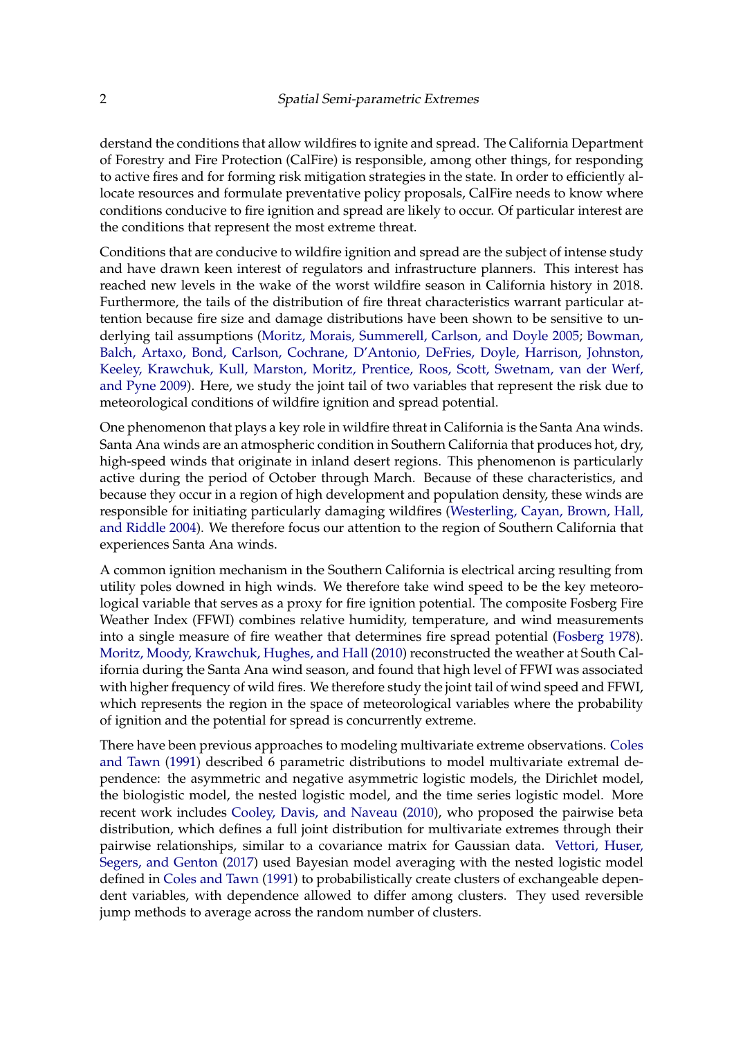derstand the conditions that allow wildfires to ignite and spread. The California Department of Forestry and Fire Protection (CalFire) is responsible, among other things, for responding to active fires and for forming risk mitigation strategies in the state. In order to efficiently allocate resources and formulate preventative policy proposals, CalFire needs to know where conditions conducive to fire ignition and spread are likely to occur. Of particular interest are the conditions that represent the most extreme threat.

Conditions that are conducive to wildfire ignition and spread are the subject of intense study and have drawn keen interest of regulators and infrastructure planners. This interest has reached new levels in the wake of the worst wildfire season in California history in 2018. Furthermore, the tails of the distribution of fire threat characteristics warrant particular attention because fire size and damage distributions have been shown to be sensitive to underlying tail assumptions (Moritz, Morais, Summerell, Carlson, and Doyle 2005; Bowman, Balch, Artaxo, Bond, Carlson, Cochrane, D'Antonio, DeFries, Doyle, Harrison, Johnston, Keeley, Krawchuk, Kull, Marston, Moritz, Prentice, Roos, Scott, Swetnam, van der Werf, and Pyne 2009). Here, we study the joint tail of two variables that represent the risk due to meteorological conditions of wildfire ignition and spread potential.

One phenomenon that plays a key role in wildfire threat in California is the Santa Ana winds. Santa Ana winds are an atmospheric condition in Southern California that produces hot, dry, high-speed winds that originate in inland desert regions. This phenomenon is particularly active during the period of October through March. Because of these characteristics, and because they occur in a region of high development and population density, these winds are responsible for initiating particularly damaging wildfires (Westerling, Cayan, Brown, Hall, and Riddle 2004). We therefore focus our attention to the region of Southern California that experiences Santa Ana winds.

A common ignition mechanism in the Southern California is electrical arcing resulting from utility poles downed in high winds. We therefore take wind speed to be the key meteorological variable that serves as a proxy for fire ignition potential. The composite Fosberg Fire Weather Index (FFWI) combines relative humidity, temperature, and wind measurements into a single measure of fire weather that determines fire spread potential (Fosberg 1978). Moritz, Moody, Krawchuk, Hughes, and Hall (2010) reconstructed the weather at South California during the Santa Ana wind season, and found that high level of FFWI was associated with higher frequency of wild fires. We therefore study the joint tail of wind speed and FFWI, which represents the region in the space of meteorological variables where the probability of ignition and the potential for spread is concurrently extreme.

There have been previous approaches to modeling multivariate extreme observations. Coles and Tawn (1991) described 6 parametric distributions to model multivariate extremal dependence: the asymmetric and negative asymmetric logistic models, the Dirichlet model, the biologistic model, the nested logistic model, and the time series logistic model. More recent work includes Cooley, Davis, and Naveau (2010), who proposed the pairwise beta distribution, which defines a full joint distribution for multivariate extremes through their pairwise relationships, similar to a covariance matrix for Gaussian data. Vettori, Huser, Segers, and Genton (2017) used Bayesian model averaging with the nested logistic model defined in Coles and Tawn (1991) to probabilistically create clusters of exchangeable dependent variables, with dependence allowed to differ among clusters. They used reversible jump methods to average across the random number of clusters.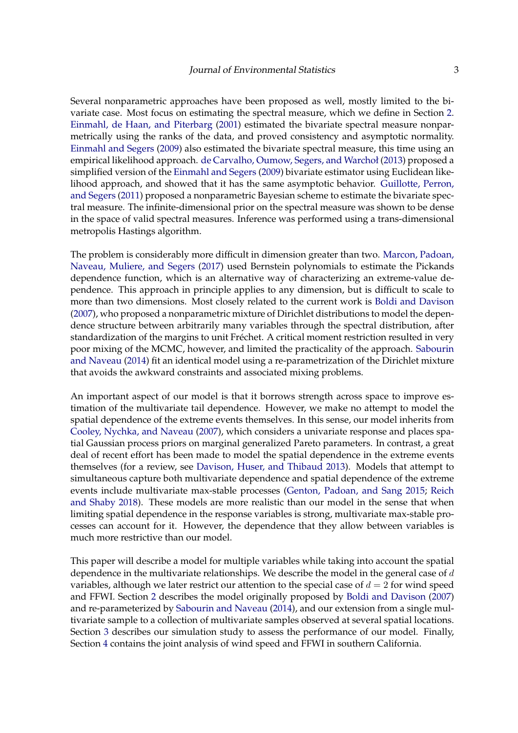Several nonparametric approaches have been proposed as well, mostly limited to the bivariate case. Most focus on estimating the spectral measure, which we define in Section 2. Einmahl, de Haan, and Piterbarg (2001) estimated the bivariate spectral measure nonparametrically using the ranks of the data, and proved consistency and asymptotic normality. Einmahl and Segers (2009) also estimated the bivariate spectral measure, this time using an empirical likelihood approach. de Carvalho, Oumow, Segers, and Warchoł (2013) proposed a simplified version of the Einmahl and Segers (2009) bivariate estimator using Euclidean likelihood approach, and showed that it has the same asymptotic behavior. Guillotte, Perron, and Segers (2011) proposed a nonparametric Bayesian scheme to estimate the bivariate spectral measure. The infinite-dimensional prior on the spectral measure was shown to be dense in the space of valid spectral measures. Inference was performed using a trans-dimensional metropolis Hastings algorithm.

The problem is considerably more difficult in dimension greater than two. Marcon, Padoan, Naveau, Muliere, and Segers (2017) used Bernstein polynomials to estimate the Pickands dependence function, which is an alternative way of characterizing an extreme-value dependence. This approach in principle applies to any dimension, but is difficult to scale to more than two dimensions. Most closely related to the current work is Boldi and Davison (2007), who proposed a nonparametric mixture of Dirichlet distributions to model the dependence structure between arbitrarily many variables through the spectral distribution, after standardization of the margins to unit Fréchet. A critical moment restriction resulted in very poor mixing of the MCMC, however, and limited the practicality of the approach. Sabourin and Naveau (2014) fit an identical model using a re-parametrization of the Dirichlet mixture that avoids the awkward constraints and associated mixing problems.

An important aspect of our model is that it borrows strength across space to improve estimation of the multivariate tail dependence. However, we make no attempt to model the spatial dependence of the extreme events themselves. In this sense, our model inherits from Cooley, Nychka, and Naveau (2007), which considers a univariate response and places spatial Gaussian process priors on marginal generalized Pareto parameters. In contrast, a great deal of recent effort has been made to model the spatial dependence in the extreme events themselves (for a review, see Davison, Huser, and Thibaud 2013). Models that attempt to simultaneous capture both multivariate dependence and spatial dependence of the extreme events include multivariate max-stable processes (Genton, Padoan, and Sang 2015; Reich and Shaby 2018). These models are more realistic than our model in the sense that when limiting spatial dependence in the response variables is strong, multivariate max-stable processes can account for it. However, the dependence that they allow between variables is much more restrictive than our model.

This paper will describe a model for multiple variables while taking into account the spatial dependence in the multivariate relationships. We describe the model in the general case of $d$ variables, although we later restrict our attention to the special case of $d = 2$ for wind speed and FFWI. Section 2 describes the model originally proposed by Boldi and Davison (2007) and re-parameterized by Sabourin and Naveau (2014), and our extension from a single multivariate sample to a collection of multivariate samples observed at several spatial locations. Section 3 describes our simulation study to assess the performance of our model. Finally, Section 4 contains the joint analysis of wind speed and FFWI in southern California.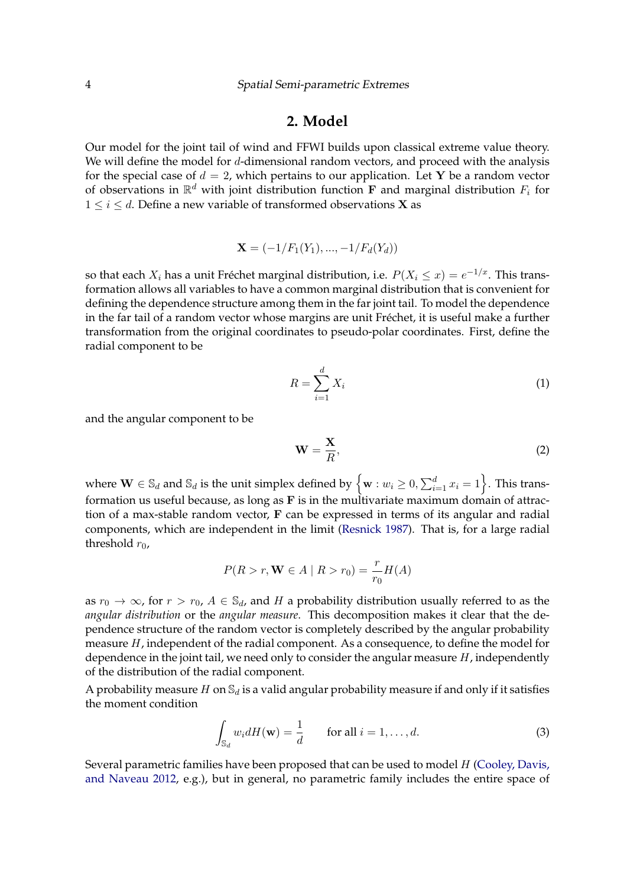## 2. Model

Our model for the joint tail of wind and FFWI builds upon classical extreme value theory. We will define the model for $d$-dimensional random vectors, and proceed with the analysis for the special case of $d = 2$, which pertains to our application. Let $\mathbf{Y}$ be a random vector of observations in $\mathbb{R}^d$ with joint distribution function $\mathbf{F}$ and marginal distribution $F_i$ for $1 \leq i \leq d$. Define a new variable of transformed observations $\mathbf{X}$ as

$$\mathbf{X} = (-1/F_1(Y_1), ..., -1/F_d(Y_d))$$

so that each $X_i$ has a unit Fréchet marginal distribution, i.e. $P(X_i \leq x) = e^{-1/x}$. This transformation allows all variables to have a common marginal distribution that is convenient for defining the dependence structure among them in the far joint tail. To model the dependence in the far tail of a random vector whose margins are unit Fréchet, it is useful make a further transformation from the original coordinates to pseudo-polar coordinates. First, define the radial component to be

$$R = \sum_{i=1}^{d} X_i \tag{1}$$

and the angular component to be

$$\mathbf{W} = \frac{\mathbf{X}}{R}, \tag{2}$$

where $\mathbf{W} \in \mathbb{S}_d$ and $\mathbb{S}_d$ is the unit simplex defined by $\left\{\mathbf{w} : w_i \geq 0, \sum_{i=1}^{d} x_i = 1\right\}$. This transformation us useful because, as long as $\mathbf{F}$ is in the multivariate maximum domain of attraction of a max-stable random vector, $\mathbf{F}$ can be expressed in terms of its angular and radial components, which are independent in the limit (Resnick 1987). That is, for a large radial threshold $r_0$,

$$P(R > r, \mathbf{W} \in A \mid R > r_0) = \frac{r}{r_0} H(A)$$

as $r_0 \to \infty$, for $r > r_0$, $A \in \mathbb{S}_d$, and $H$ a probability distribution usually referred to as the *angular distribution* or the *angular measure*. This decomposition makes it clear that the dependence structure of the random vector is completely described by the angular probability measure $H$, independent of the radial component. As a consequence, to define the model for dependence in the joint tail, we need only to consider the angular measure $H$, independently of the distribution of the radial component.

A probability measure $H$ on $\mathbb{S}_d$ is a valid angular probability measure if and only if it satisfies the moment condition

$$\int_{\mathbb{S}_d} w_i dH(\mathbf{w}) = \frac{1}{d} \qquad \text{for all } i = 1, \ldots, d. \tag{3}$$

Several parametric families have been proposed that can be used to model $H$ (Cooley, Davis, and Naveau 2012, e.g.), but in general, no parametric family includes the entire space of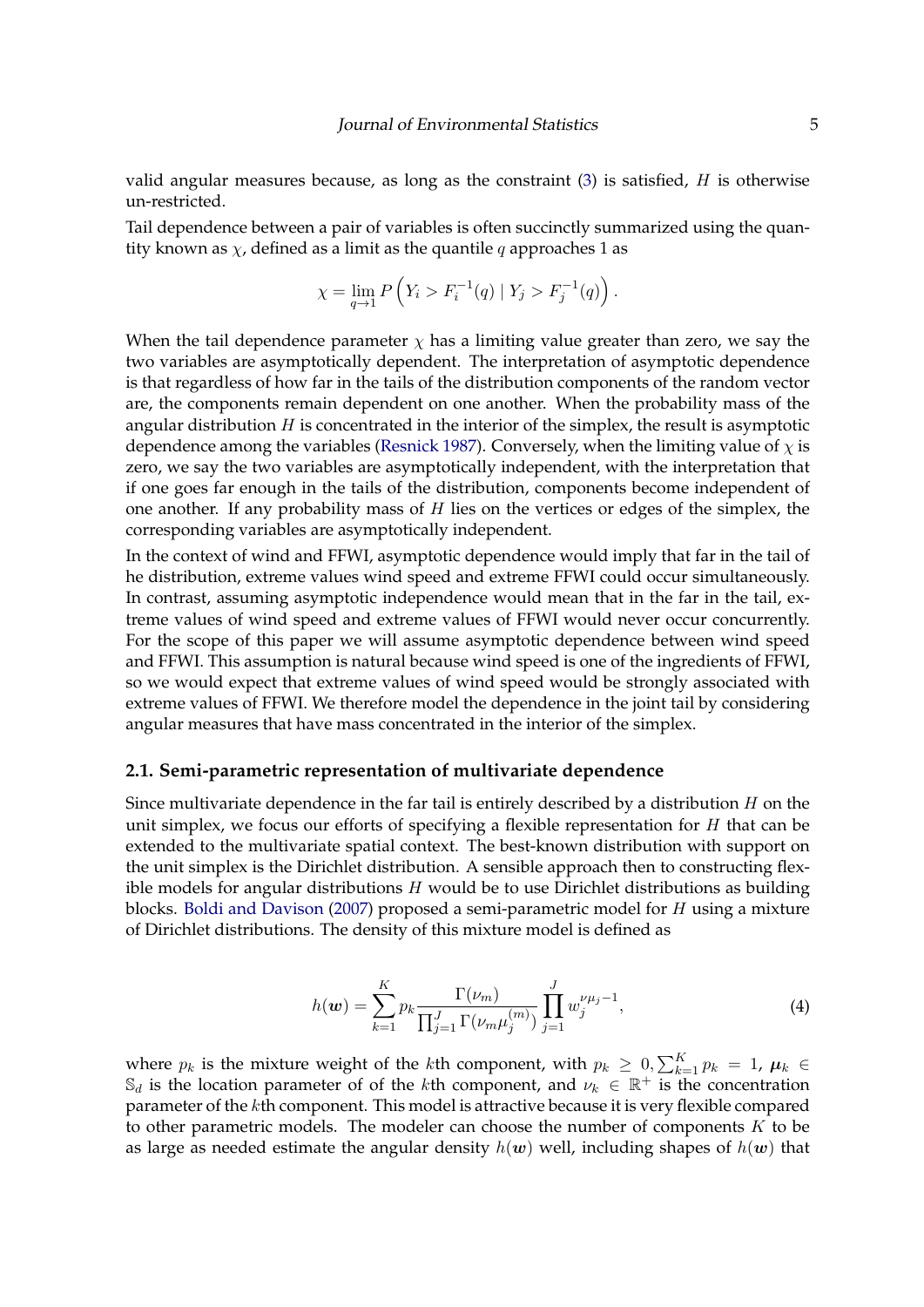valid angular measures because, as long as the constraint (3) is satisfied, $H$ is otherwise un-restricted.

Tail dependence between a pair of variables is often succinctly summarized using the quantity known as $\chi$, defined as a limit as the quantile $q$ approaches 1 as

$$\chi = \lim_{q \to 1} P\left(Y_i > F_i^{-1}(q) \mid Y_j > F_j^{-1}(q)\right).$$

When the tail dependence parameter $\chi$ has a limiting value greater than zero, we say the two variables are asymptotically dependent. The interpretation of asymptotic dependence is that regardless of how far in the tails of the distribution components of the random vector are, the components remain dependent on one another. When the probability mass of the angular distribution $H$ is concentrated in the interior of the simplex, the result is asymptotic dependence among the variables (Resnick 1987). Conversely, when the limiting value of $\chi$ is zero, we say the two variables are asymptotically independent, with the interpretation that if one goes far enough in the tails of the distribution, components become independent of one another. If any probability mass of $H$ lies on the vertices or edges of the simplex, the corresponding variables are asymptotically independent.

In the context of wind and FFWI, asymptotic dependence would imply that far in the tail of he distribution, extreme values wind speed and extreme FFWI could occur simultaneously. In contrast, assuming asymptotic independence would mean that in the far in the tail, extreme values of wind speed and extreme values of FFWI would never occur concurrently. For the scope of this paper we will assume asymptotic dependence between wind speed and FFWI. This assumption is natural because wind speed is one of the ingredients of FFWI, so we would expect that extreme values of wind speed would be strongly associated with extreme values of FFWI. We therefore model the dependence in the joint tail by considering angular measures that have mass concentrated in the interior of the simplex.

### 2.1. Semi-parametric representation of multivariate dependence

Since multivariate dependence in the far tail is entirely described by a distribution $H$ on the unit simplex, we focus our efforts of specifying a flexible representation for $H$ that can be extended to the multivariate spatial context. The best-known distribution with support on the unit simplex is the Dirichlet distribution. A sensible approach then to constructing flexible models for angular distributions $H$ would be to use Dirichlet distributions as building blocks. Boldi and Davison (2007) proposed a semi-parametric model for $H$ using a mixture of Dirichlet distributions. The density of this mixture model is defined as

$$h(\boldsymbol{w}) = \sum_{k=1}^{K} p_k \frac{\Gamma(\nu_m)}{\prod_{j=1}^{J} \Gamma(\nu_m \mu_j^{(m)})} \prod_{j=1}^{J} w_j^{\nu \mu_j - 1}, \tag{4}$$

where $p_k$ is the mixture weight of the $k$th component, with $p_k \geq 0, \sum_{k=1}^{K} p_k = 1$, $\boldsymbol{\mu}_k \in \mathbb{S}_d$ is the location parameter of of the $k$th component, and $\nu_k \in \mathbb{R}^+$ is the concentration parameter of the $k$th component. This model is attractive because it is very flexible compared to other parametric models. The modeler can choose the number of components $K$ to be as large as needed estimate the angular density $h(\boldsymbol{w})$ well, including shapes of $h(\boldsymbol{w})$ that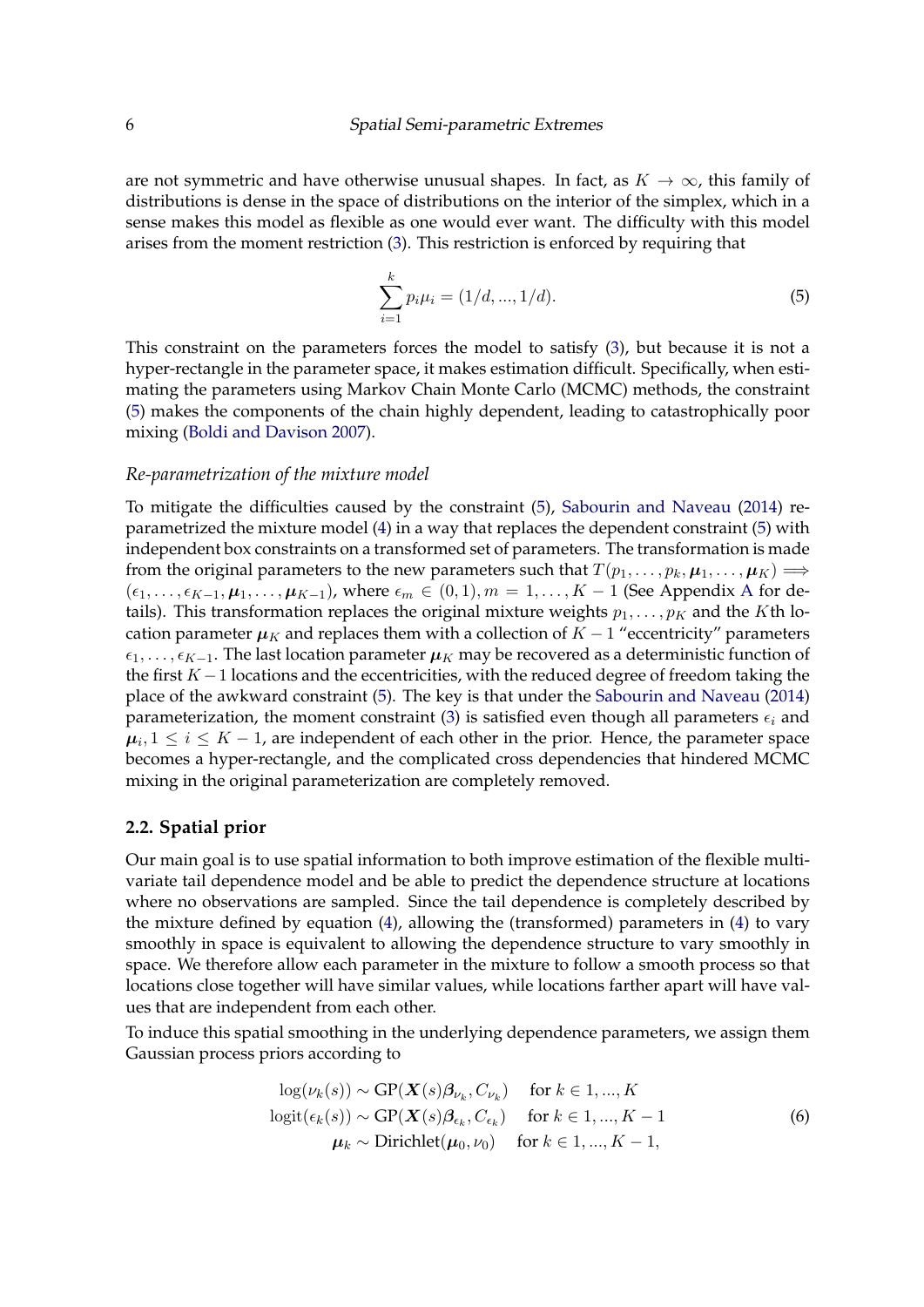are not symmetric and have otherwise unusual shapes. In fact, as $K \to \infty$, this family of distributions is dense in the space of distributions on the interior of the simplex, which in a sense makes this model as flexible as one would ever want. The difficulty with this model arises from the moment restriction (3). This restriction is enforced by requiring that

$$\sum_{i=1}^{k} p_i \mu_i = (1/d, ..., 1/d). \tag{5}$$

This constraint on the parameters forces the model to satisfy (3), but because it is not a hyper-rectangle in the parameter space, it makes estimation difficult. Specifically, when estimating the parameters using Markov Chain Monte Carlo (MCMC) methods, the constraint (5) makes the components of the chain highly dependent, leading to catastrophically poor mixing (Boldi and Davison 2007).

*Re-parametrization of the mixture model*

To mitigate the difficulties caused by the constraint (5), Sabourin and Naveau (2014) re-parametrized the mixture model (4) in a way that replaces the dependent constraint (5) with independent box constraints on a transformed set of parameters. The transformation is made from the original parameters to the new parameters such that $T(p_1, \ldots, p_k, \boldsymbol{\mu}_1, \ldots, \boldsymbol{\mu}_K) \Longrightarrow (\epsilon_1, \ldots, \epsilon_{K-1}, \boldsymbol{\mu}_1, \ldots, \boldsymbol{\mu}_{K-1})$, where $\epsilon_m \in (0,1), m = 1, \ldots, K-1$ (See Appendix A for details). This transformation replaces the original mixture weights $p_1, \ldots, p_K$ and the $K$th location parameter $\boldsymbol{\mu}_K$ and replaces them with a collection of $K-1$ "eccentricity" parameters $\epsilon_1, \ldots, \epsilon_{K-1}$. The last location parameter $\boldsymbol{\mu}_K$ may be recovered as a deterministic function of the first $K-1$ locations and the eccentricities, with the reduced degree of freedom taking the place of the awkward constraint (5). The key is that under the Sabourin and Naveau (2014) parameterization, the moment constraint (3) is satisfied even though all parameters $\epsilon_i$ and $\boldsymbol{\mu}_i, 1 \leq i \leq K-1$, are independent of each other in the prior. Hence, the parameter space becomes a hyper-rectangle, and the complicated cross dependencies that hindered MCMC mixing in the original parameterization are completely removed.

## 2.2. Spatial prior

Our main goal is to use spatial information to both improve estimation of the flexible multivariate tail dependence model and be able to predict the dependence structure at locations where no observations are sampled. Since the tail dependence is completely described by the mixture defined by equation (4), allowing the (transformed) parameters in (4) to vary smoothly in space is equivalent to allowing the dependence structure to vary smoothly in space. We therefore allow each parameter in the mixture to follow a smooth process so that locations close together will have similar values, while locations farther apart will have values that are independent from each other.

To induce this spatial smoothing in the underlying dependence parameters, we assign them Gaussian process priors according to

$$\begin{aligned}
\log(\nu_k(s)) &\sim \text{GP}(\boldsymbol{X}(s)\boldsymbol{\beta}_{\nu_k}, C_{\nu_k}) \quad \text{ for } k \in 1, ..., K \\
\text{logit}(\epsilon_k(s)) &\sim \text{GP}(\boldsymbol{X}(s)\boldsymbol{\beta}_{\epsilon_k}, C_{\epsilon_k}) \quad \text{ for } k \in 1, ..., K-1 \\
\boldsymbol{\mu}_k &\sim \text{Dirichlet}(\boldsymbol{\mu}_0, \nu_0) \quad \text{ for } k \in 1, ..., K-1,
\end{aligned} \tag{6}$$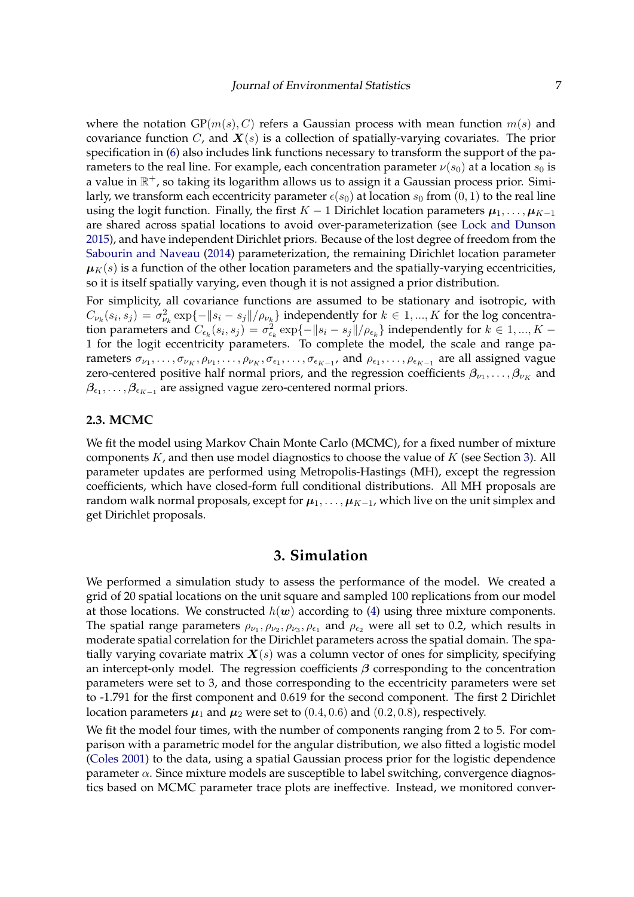where the notation $\text{GP}(m(s), C)$ refers a Gaussian process with mean function $m(s)$ and covariance function $C$, and $\boldsymbol{X}(s)$ is a collection of spatially-varying covariates. The prior specification in (6) also includes link functions necessary to transform the support of the parameters to the real line. For example, each concentration parameter $\nu(s_0)$ at a location $s_0$ is a value in $\mathbb{R}^+$, so taking its logarithm allows us to assign it a Gaussian process prior. Similarly, we transform each eccentricity parameter $\epsilon(s_0)$ at location $s_0$ from $(0, 1)$ to the real line using the logit function. Finally, the first $K - 1$ Dirichlet location parameters $\boldsymbol{\mu}_1, \ldots, \boldsymbol{\mu}_{K-1}$ are shared across spatial locations to avoid over-parameterization (see Lock and Dunson 2015), and have independent Dirichlet priors. Because of the lost degree of freedom from the Sabourin and Naveau (2014) parameterization, the remaining Dirichlet location parameter $\boldsymbol{\mu}_K(s)$ is a function of the other location parameters and the spatially-varying eccentricities, so it is itself spatially varying, even though it is not assigned a prior distribution.

For simplicity, all covariance functions are assumed to be stationary and isotropic, with $C_{\nu_k}(s_i, s_j) = \sigma^2_{\nu_k} \exp\{-\|s_i - s_j\|/\rho_{\nu_k}\}$ independently for $k \in 1, ..., K$ for the log concentration parameters and $C_{\epsilon_k}(s_i, s_j) = \sigma^2_{\epsilon_k} \exp\{-\|s_i - s_j\|/\rho_{\epsilon_k}\}$ independently for $k \in 1, ..., K - 1$ for the logit eccentricity parameters. To complete the model, the scale and range parameters $\sigma_{\nu_1}, \ldots, \sigma_{\nu_K}, \rho_{\nu_1}, \ldots, \rho_{\nu_K}, \sigma_{\epsilon_1}, \ldots, \sigma_{\epsilon_{K-1}}$, and $\rho_{\epsilon_1}, \ldots, \rho_{\epsilon_{K-1}}$ are all assigned vague zero-centered positive half normal priors, and the regression coefficients $\boldsymbol{\beta}_{\nu_1}, \ldots, \boldsymbol{\beta}_{\nu_K}$ and $\boldsymbol{\beta}_{\epsilon_1}, \ldots, \boldsymbol{\beta}_{\epsilon_{K-1}}$ are assigned vague zero-centered normal priors.

### 2.3. MCMC

We fit the model using Markov Chain Monte Carlo (MCMC), for a fixed number of mixture components $K$, and then use model diagnostics to choose the value of $K$ (see Section 3). All parameter updates are performed using Metropolis-Hastings (MH), except the regression coefficients, which have closed-form full conditional distributions. All MH proposals are random walk normal proposals, except for $\boldsymbol{\mu}_1, \ldots, \boldsymbol{\mu}_{K-1}$, which live on the unit simplex and get Dirichlet proposals.

## 3. Simulation

We performed a simulation study to assess the performance of the model. We created a grid of 20 spatial locations on the unit square and sampled 100 replications from our model at those locations. We constructed $h(\boldsymbol{w})$ according to (4) using three mixture components. The spatial range parameters $\rho_{\nu_1}, \rho_{\nu_2}, \rho_{\nu_3}, \rho_{\epsilon_1}$ and $\rho_{\epsilon_2}$ were all set to 0.2, which results in moderate spatial correlation for the Dirichlet parameters across the spatial domain. The spatially varying covariate matrix $\boldsymbol{X}(s)$ was a column vector of ones for simplicity, specifying an intercept-only model. The regression coefficients $\boldsymbol{\beta}$ corresponding to the concentration parameters were set to 3, and those corresponding to the eccentricity parameters were set to -1.791 for the first component and 0.619 for the second component. The first 2 Dirichlet location parameters $\boldsymbol{\mu}_1$ and $\boldsymbol{\mu}_2$ were set to $(0.4, 0.6)$ and $(0.2, 0.8)$, respectively.

We fit the model four times, with the number of components ranging from 2 to 5. For comparison with a parametric model for the angular distribution, we also fitted a logistic model (Coles 2001) to the data, using a spatial Gaussian process prior for the logistic dependence parameter $\alpha$. Since mixture models are susceptible to label switching, convergence diagnostics based on MCMC parameter trace plots are ineffective. Instead, we monitored conver-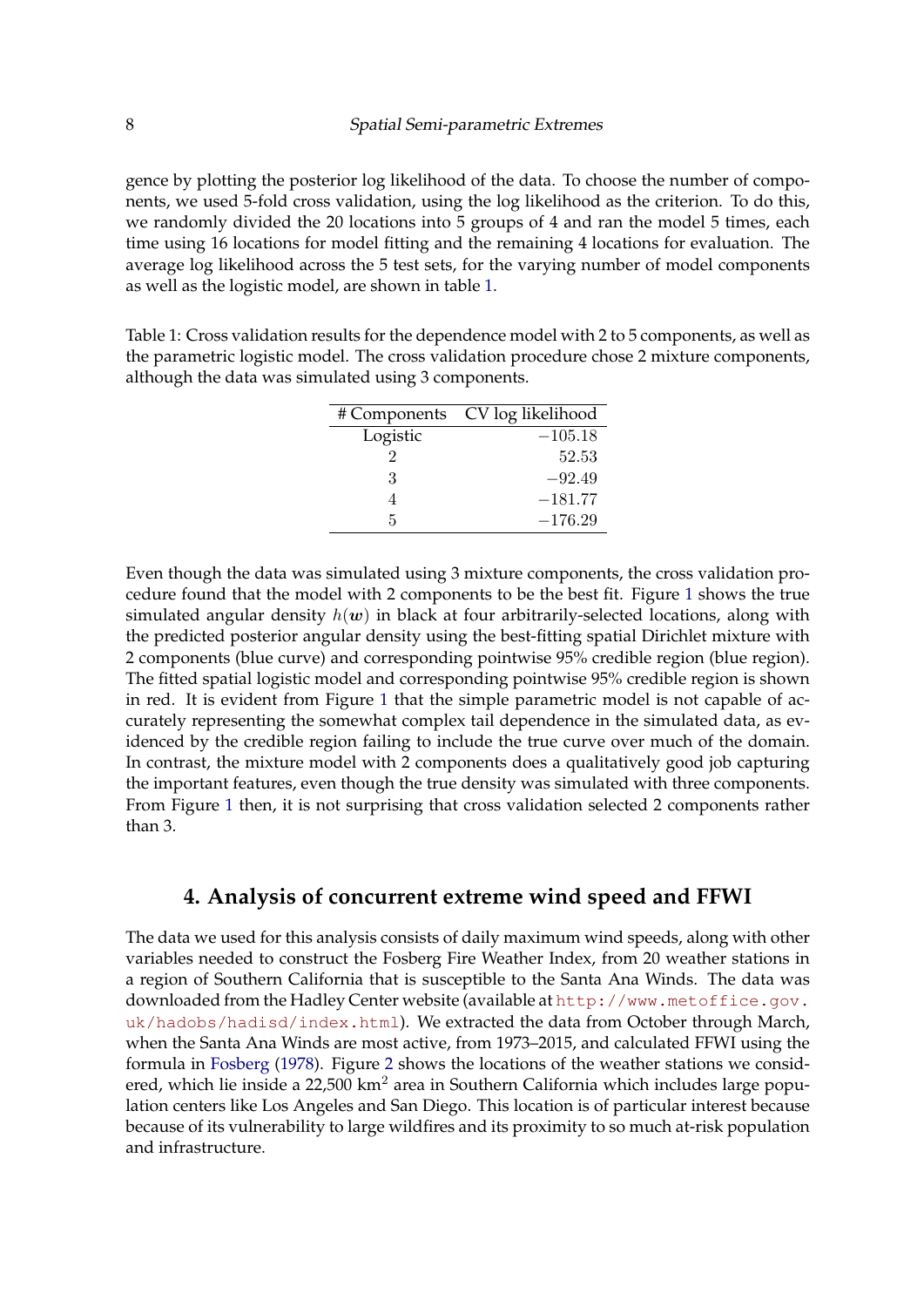gence by plotting the posterior log likelihood of the data. To choose the number of components, we used 5-fold cross validation, using the log likelihood as the criterion. To do this, we randomly divided the 20 locations into 5 groups of 4 and ran the model 5 times, each time using 16 locations for model fitting and the remaining 4 locations for evaluation. The average log likelihood across the 5 test sets, for the varying number of model components as well as the logistic model, are shown in table 1.

Table 1: Cross validation results for the dependence model with 2 to 5 components, as well as the parametric logistic model. The cross validation procedure chose 2 mixture components, although the data was simulated using 3 components.

| # Components | CV log likelihood |
|---|---|
| Logistic | $-105.18$ |
| 2 | $52.53$ |
| 3 | $-92.49$ |
| 4 | $-181.77$ |
| 5 | $-176.29$ |

Even though the data was simulated using 3 mixture components, the cross validation procedure found that the model with 2 components to be the best fit. Figure 1 shows the true simulated angular density $h(\boldsymbol{w})$ in black at four arbitrarily-selected locations, along with the predicted posterior angular density using the best-fitting spatial Dirichlet mixture with 2 components (blue curve) and corresponding pointwise 95% credible region (blue region). The fitted spatial logistic model and corresponding pointwise 95% credible region is shown in red. It is evident from Figure 1 that the simple parametric model is not capable of accurately representing the somewhat complex tail dependence in the simulated data, as evidenced by the credible region failing to include the true curve over much of the domain. In contrast, the mixture model with 2 components does a qualitatively good job capturing the important features, even though the true density was simulated with three components. From Figure 1 then, it is not surprising that cross validation selected 2 components rather than 3.

## 4. Analysis of concurrent extreme wind speed and FFWI

The data we used for this analysis consists of daily maximum wind speeds, along with other variables needed to construct the Fosberg Fire Weather Index, from 20 weather stations in a region of Southern California that is susceptible to the Santa Ana Winds. The data was downloaded from the Hadley Center website (available at http://www.metoffice.gov.uk/hadobs/hadisd/index.html). We extracted the data from October through March, when the Santa Ana Winds are most active, from 1973–2015, and calculated FFWI using the formula in Fosberg (1978). Figure 2 shows the locations of the weather stations we considered, which lie inside a 22,500 km$^2$ area in Southern California which includes large population centers like Los Angeles and San Diego. This location is of particular interest because because of its vulnerability to large wildfires and its proximity to so much at-risk population and infrastructure.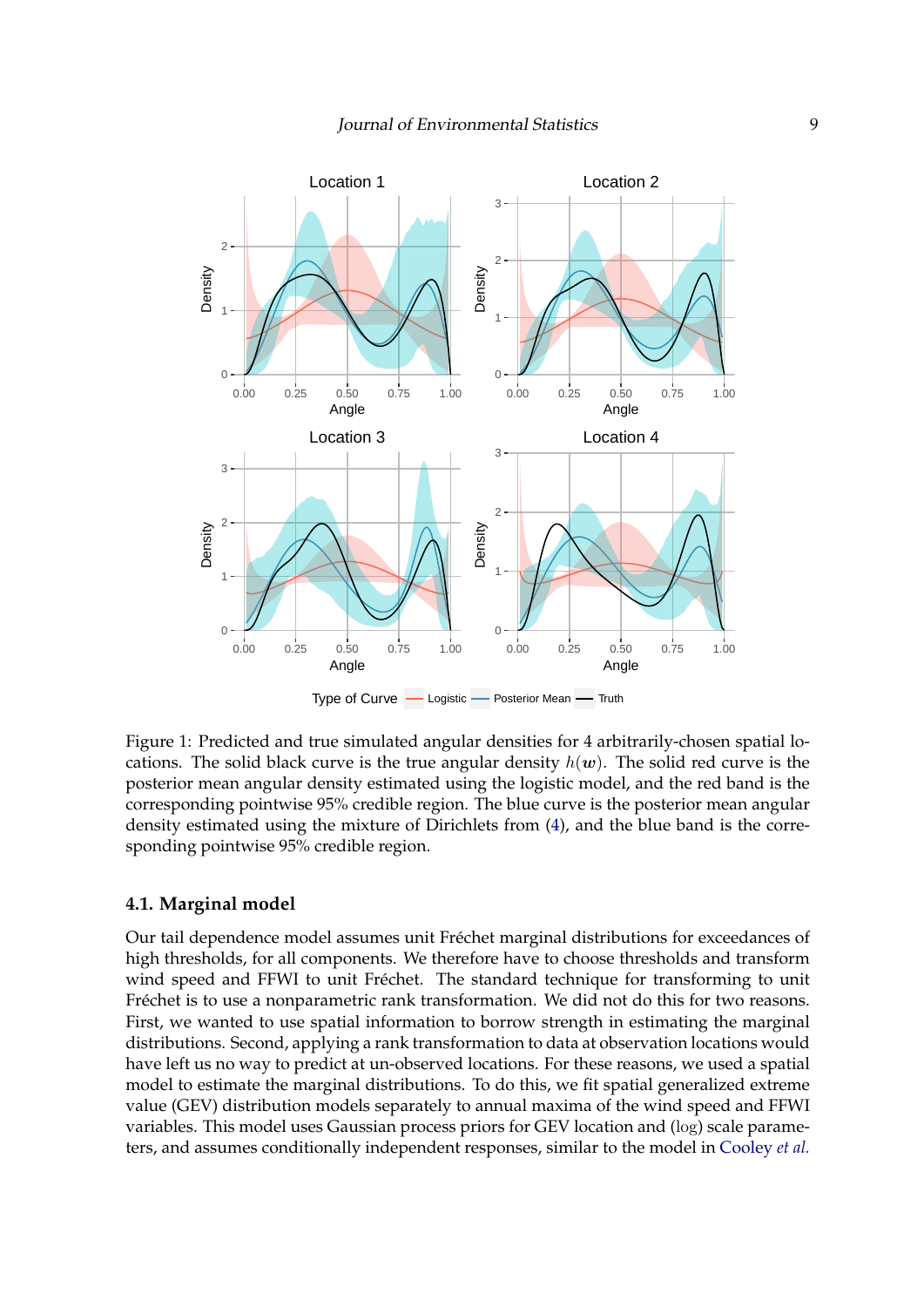Figure 1: Predicted and true simulated angular densities for 4 arbitrarily-chosen spatial locations. The solid black curve is the true angular density $h(\boldsymbol{w})$. The solid red curve is the posterior mean angular density estimated using the logistic model, and the red band is the corresponding pointwise 95% credible region. The blue curve is the posterior mean angular density estimated using the mixture of Dirichlets from (4), and the blue band is the corresponding pointwise 95% credible region.

### 4.1. Marginal model

Our tail dependence model assumes unit Fréchet marginal distributions for exceedances of high thresholds, for all components. We therefore have to choose thresholds and transform wind speed and FFWI to unit Fréchet. The standard technique for transforming to unit Fréchet is to use a nonparametric rank transformation. We did not do this for two reasons. First, we wanted to use spatial information to borrow strength in estimating the marginal distributions. Second, applying a rank transformation to data at observation locations would have left us no way to predict at un-observed locations. For these reasons, we used a spatial model to estimate the marginal distributions. To do this, we fit spatial generalized extreme value (GEV) distribution models separately to annual maxima of the wind speed and FFWI variables. This model uses Gaussian process priors for GEV location and (log) scale parameters, and assumes conditionally independent responses, similar to the model in Cooley *et al.*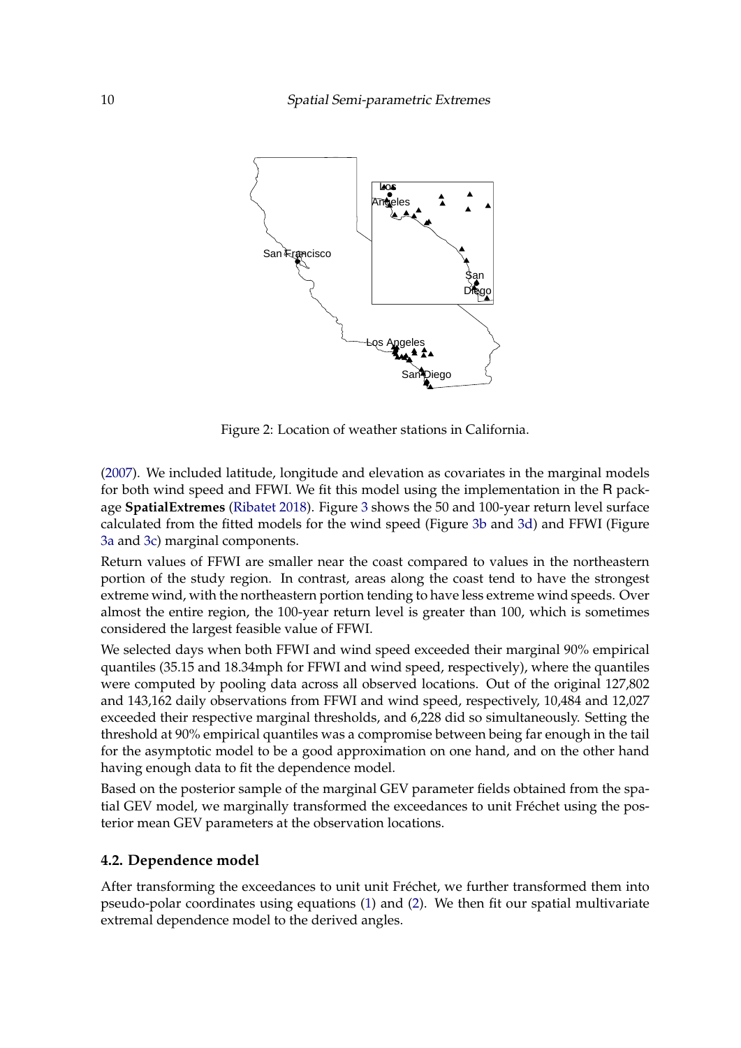Figure 2: Location of weather stations in California.

(2007). We included latitude, longitude and elevation as covariates in the marginal models for both wind speed and FFWI. We fit this model using the implementation in the R package **SpatialExtremes** (Ribatet 2018). Figure 3 shows the 50 and 100-year return level surface calculated from the fitted models for the wind speed (Figure 3b and 3d) and FFWI (Figure 3a and 3c) marginal components.

Return values of FFWI are smaller near the coast compared to values in the northeastern portion of the study region. In contrast, areas along the coast tend to have the strongest extreme wind, with the northeastern portion tending to have less extreme wind speeds. Over almost the entire region, the 100-year return level is greater than 100, which is sometimes considered the largest feasible value of FFWI.

We selected days when both FFWI and wind speed exceeded their marginal 90% empirical quantiles (35.15 and 18.34mph for FFWI and wind speed, respectively), where the quantiles were computed by pooling data across all observed locations. Out of the original 127,802 and 143,162 daily observations from FFWI and wind speed, respectively, 10,484 and 12,027 exceeded their respective marginal thresholds, and 6,228 did so simultaneously. Setting the threshold at 90% empirical quantiles was a compromise between being far enough in the tail for the asymptotic model to be a good approximation on one hand, and on the other hand having enough data to fit the dependence model.

Based on the posterior sample of the marginal GEV parameter fields obtained from the spatial GEV model, we marginally transformed the exceedances to unit Fréchet using the posterior mean GEV parameters at the observation locations.

### 4.2. Dependence model

After transforming the exceedances to unit unit Fréchet, we further transformed them into pseudo-polar coordinates using equations (1) and (2). We then fit our spatial multivariate extremal dependence model to the derived angles.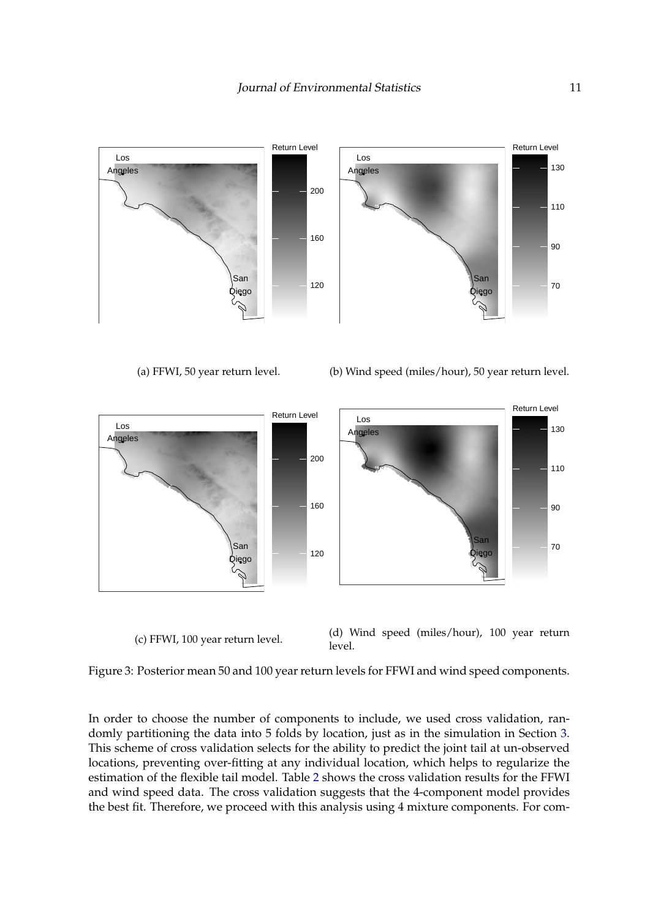(a) FFWI, 50 year return level.

(b) Wind speed (miles/hour), 50 year return level.

(c) FFWI, 100 year return level.

(d) Wind speed (miles/hour), 100 year return level.

Figure 3: Posterior mean 50 and 100 year return levels for FFWI and wind speed components.

In order to choose the number of components to include, we used cross validation, randomly partitioning the data into 5 folds by location, just as in the simulation in Section 3. This scheme of cross validation selects for the ability to predict the joint tail at un-observed locations, preventing over-fitting at any individual location, which helps to regularize the estimation of the flexible tail model. Table 2 shows the cross validation results for the FFWI and wind speed data. The cross validation suggests that the 4-component model provides the best fit. Therefore, we proceed with this analysis using 4 mixture components. For com-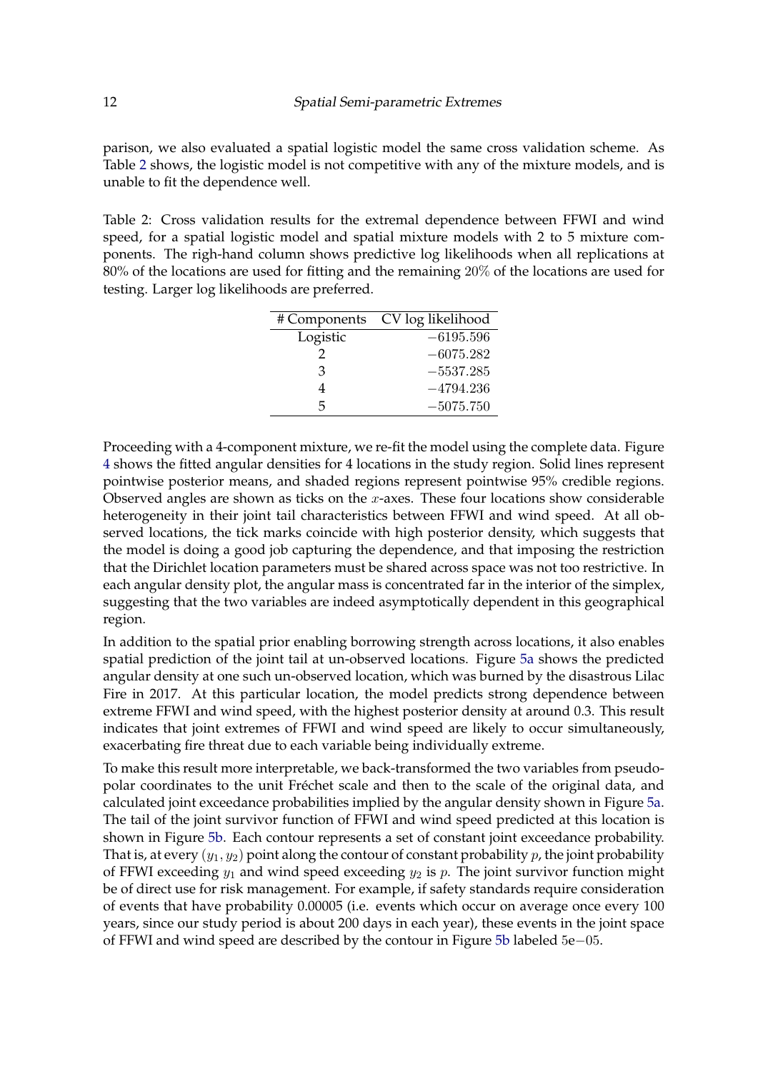parison, we also evaluated a spatial logistic model the same cross validation scheme. As Table 2 shows, the logistic model is not competitive with any of the mixture models, and is unable to fit the dependence well.

Table 2: Cross validation results for the extremal dependence between FFWI and wind speed, for a spatial logistic model and spatial mixture models with 2 to 5 mixture components. The righ-hand column shows predictive log likelihoods when all replications at 80% of the locations are used for fitting and the remaining 20% of the locations are used for testing. Larger log likelihoods are preferred.

| # Components | CV log likelihood |
|---|---|
| Logistic | $-6195.596$ |
| 2 | $-6075.282$ |
| 3 | $-5537.285$ |
| 4 | $-4794.236$ |
| 5 | $-5075.750$ |

Proceeding with a 4-component mixture, we re-fit the model using the complete data. Figure 4 shows the fitted angular densities for 4 locations in the study region. Solid lines represent pointwise posterior means, and shaded regions represent pointwise 95% credible regions. Observed angles are shown as ticks on the $x$-axes. These four locations show considerable heterogeneity in their joint tail characteristics between FFWI and wind speed. At all observed locations, the tick marks coincide with high posterior density, which suggests that the model is doing a good job capturing the dependence, and that imposing the restriction that the Dirichlet location parameters must be shared across space was not too restrictive. In each angular density plot, the angular mass is concentrated far in the interior of the simplex, suggesting that the two variables are indeed asymptotically dependent in this geographical region.

In addition to the spatial prior enabling borrowing strength across locations, it also enables spatial prediction of the joint tail at un-observed locations. Figure 5a shows the predicted angular density at one such un-observed location, which was burned by the disastrous Lilac Fire in 2017. At this particular location, the model predicts strong dependence between extreme FFWI and wind speed, with the highest posterior density at around 0.3. This result indicates that joint extremes of FFWI and wind speed are likely to occur simultaneously, exacerbating fire threat due to each variable being individually extreme.

To make this result more interpretable, we back-transformed the two variables from pseudo-polar coordinates to the unit Fréchet scale and then to the scale of the original data, and calculated joint exceedance probabilities implied by the angular density shown in Figure 5a. The tail of the joint survivor function of FFWI and wind speed predicted at this location is shown in Figure 5b. Each contour represents a set of constant joint exceedance probability. That is, at every $(y_1, y_2)$ point along the contour of constant probability $p$, the joint probability of FFWI exceeding $y_1$ and wind speed exceeding $y_2$ is $p$. The joint survivor function might be of direct use for risk management. For example, if safety standards require consideration of events that have probability 0.00005 (i.e. events which occur on average once every 100 years, since our study period is about 200 days in each year), these events in the joint space of FFWI and wind speed are described by the contour in Figure 5b labeled $5\text{e}{-05}$.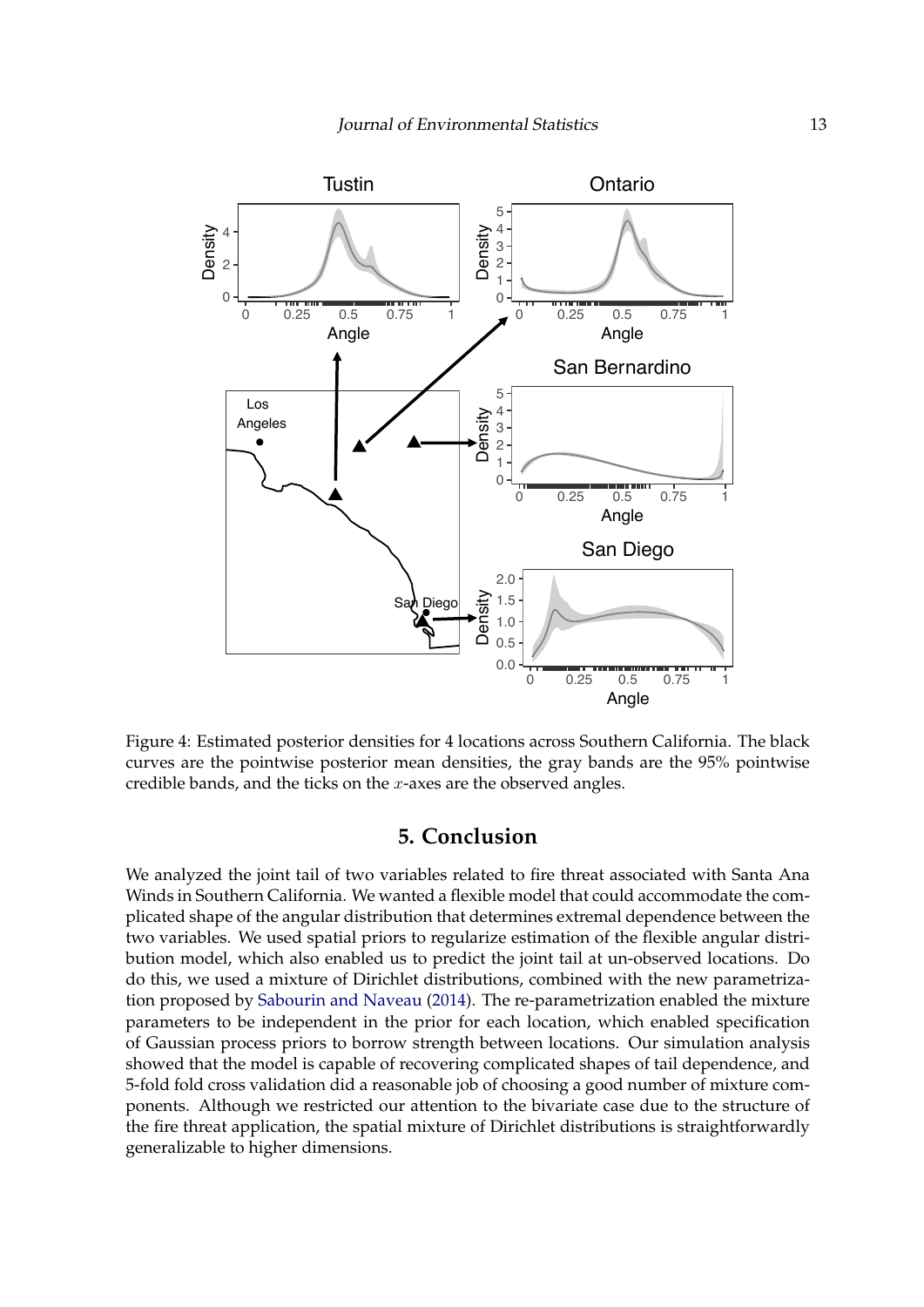Figure 4: Estimated posterior densities for 4 locations across Southern California. The black curves are the pointwise posterior mean densities, the gray bands are the 95% pointwise credible bands, and the ticks on the $x$-axes are the observed angles.

## 5. Conclusion

We analyzed the joint tail of two variables related to fire threat associated with Santa Ana Winds in Southern California. We wanted a flexible model that could accommodate the complicated shape of the angular distribution that determines extremal dependence between the two variables. We used spatial priors to regularize estimation of the flexible angular distribution model, which also enabled us to predict the joint tail at un-observed locations. Do do this, we used a mixture of Dirichlet distributions, combined with the new parametrization proposed by Sabourin and Naveau (2014). The re-parametrization enabled the mixture parameters to be independent in the prior for each location, which enabled specification of Gaussian process priors to borrow strength between locations. Our simulation analysis showed that the model is capable of recovering complicated shapes of tail dependence, and 5-fold fold cross validation did a reasonable job of choosing a good number of mixture components. Although we restricted our attention to the bivariate case due to the structure of the fire threat application, the spatial mixture of Dirichlet distributions is straightforwardly generalizable to higher dimensions.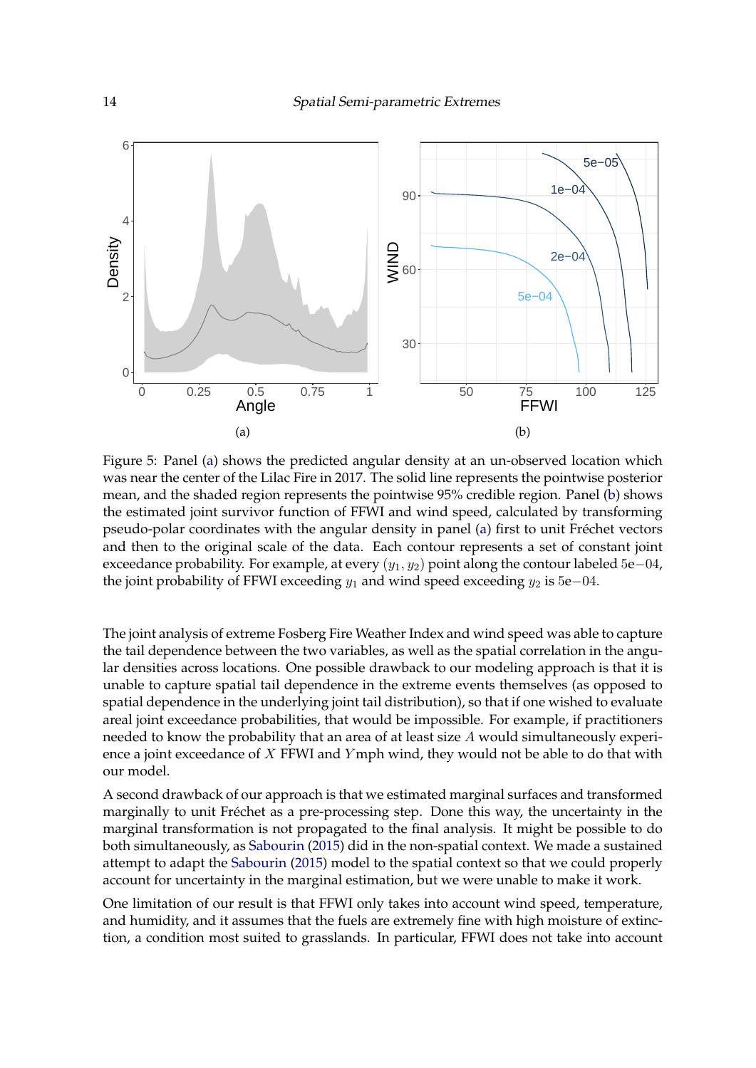Figure 5: Panel (a) shows the predicted angular density at an un-observed location which was near the center of the Lilac Fire in 2017. The solid line represents the pointwise posterior mean, and the shaded region represents the pointwise 95% credible region. Panel (b) shows the estimated joint survivor function of FFWI and wind speed, calculated by transforming pseudo-polar coordinates with the angular density in panel (a) first to unit Fréchet vectors and then to the original scale of the data. Each contour represents a set of constant joint exceedance probability. For example, at every $(y_1, y_2)$ point along the contour labeled 5e−04, the joint probability of FFWI exceeding $y_1$ and wind speed exceeding $y_2$ is 5e−04.

The joint analysis of extreme Fosberg Fire Weather Index and wind speed was able to capture the tail dependence between the two variables, as well as the spatial correlation in the angular densities across locations. One possible drawback to our modeling approach is that it is unable to capture spatial tail dependence in the extreme events themselves (as opposed to spatial dependence in the underlying joint tail distribution), so that if one wished to evaluate areal joint exceedance probabilities, that would be impossible. For example, if practitioners needed to know the probability that an area of at least size $A$ would simultaneously experience a joint exceedance of $X$ FFWI and $Y$ mph wind, they would not be able to do that with our model.

A second drawback of our approach is that we estimated marginal surfaces and transformed marginally to unit Fréchet as a pre-processing step. Done this way, the uncertainty in the marginal transformation is not propagated to the final analysis. It might be possible to do both simultaneously, as Sabourin (2015) did in the non-spatial context. We made a sustained attempt to adapt the Sabourin (2015) model to the spatial context so that we could properly account for uncertainty in the marginal estimation, but we were unable to make it work.

One limitation of our result is that FFWI only takes into account wind speed, temperature, and humidity, and it assumes that the fuels are extremely fine with high moisture of extinction, a condition most suited to grasslands. In particular, FFWI does not take into account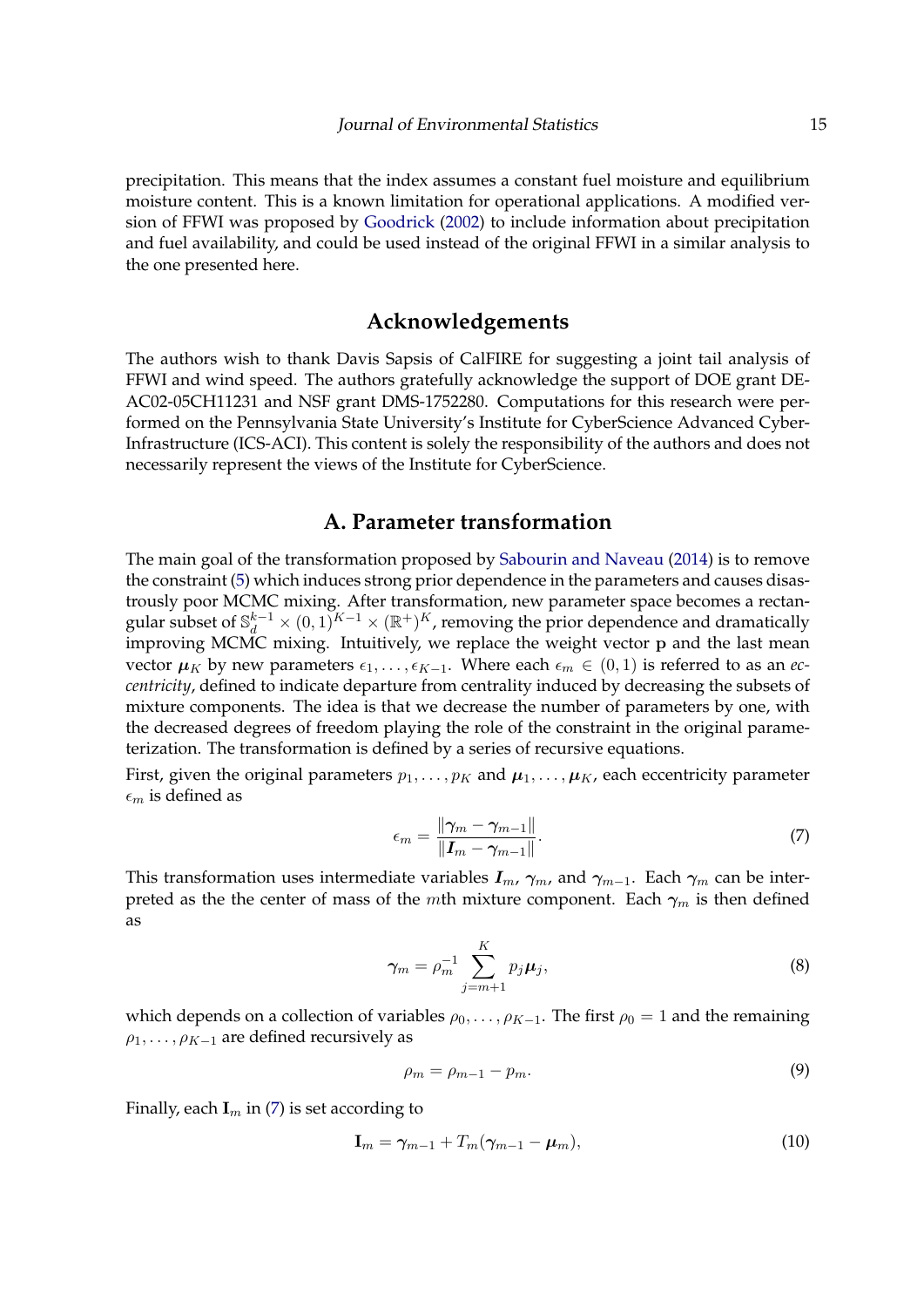precipitation. This means that the index assumes a constant fuel moisture and equilibrium moisture content. This is a known limitation for operational applications. A modified version of FFWI was proposed by Goodrick (2002) to include information about precipitation and fuel availability, and could be used instead of the original FFWI in a similar analysis to the one presented here.

## Acknowledgements

The authors wish to thank Davis Sapsis of CalFIRE for suggesting a joint tail analysis of FFWI and wind speed. The authors gratefully acknowledge the support of DOE grant DE-AC02-05CH11231 and NSF grant DMS-1752280. Computations for this research were performed on the Pennsylvania State University's Institute for CyberScience Advanced CyberInfrastructure (ICS-ACI). This content is solely the responsibility of the authors and does not necessarily represent the views of the Institute for CyberScience.

## A. Parameter transformation

The main goal of the transformation proposed by Sabourin and Naveau (2014) is to remove the constraint (5) which induces strong prior dependence in the parameters and causes disastrously poor MCMC mixing. After transformation, new parameter space becomes a rectangular subset of $\mathbb{S}_d^{k-1} \times (0,1)^{K-1} \times (\mathbb{R}^+)^K$, removing the prior dependence and dramatically improving MCMC mixing. Intuitively, we replace the weight vector $\mathbf{p}$ and the last mean vector $\boldsymbol{\mu}_K$ by new parameters $\epsilon_1, \ldots, \epsilon_{K-1}$. Where each $\epsilon_m \in (0,1)$ is referred to as an *eccentricity*, defined to indicate departure from centrality induced by decreasing the subsets of mixture components. The idea is that we decrease the number of parameters by one, with the decreased degrees of freedom playing the role of the constraint in the original parameterization. The transformation is defined by a series of recursive equations.

First, given the original parameters $p_1, \ldots, p_K$ and $\boldsymbol{\mu}_1, \ldots, \boldsymbol{\mu}_K$, each eccentricity parameter $\epsilon_m$ is defined as

$$\epsilon_m = \frac{\|\boldsymbol{\gamma}_m - \boldsymbol{\gamma}_{m-1}\|}{\|\boldsymbol{I}_m - \boldsymbol{\gamma}_{m-1}\|}. \tag{7}$$

This transformation uses intermediate variables $\boldsymbol{I}_m$, $\boldsymbol{\gamma}_m$, and $\boldsymbol{\gamma}_{m-1}$. Each $\boldsymbol{\gamma}_m$ can be interpreted as the the center of mass of the $m$th mixture component. Each $\boldsymbol{\gamma}_m$ is then defined as

$$\boldsymbol{\gamma}_m = \rho_m^{-1} \sum_{j=m+1}^{K} p_j \boldsymbol{\mu}_j, \tag{8}$$

which depends on a collection of variables $\rho_0, \ldots, \rho_{K-1}$. The first $\rho_0 = 1$ and the remaining $\rho_1, \ldots, \rho_{K-1}$ are defined recursively as

$$\rho_m = \rho_{m-1} - p_m. \tag{9}$$

Finally, each $\mathbf{I}_m$ in (7) is set according to

$$\mathbf{I}_m = \boldsymbol{\gamma}_{m-1} + T_m(\boldsymbol{\gamma}_{m-1} - \boldsymbol{\mu}_m), \tag{10}$$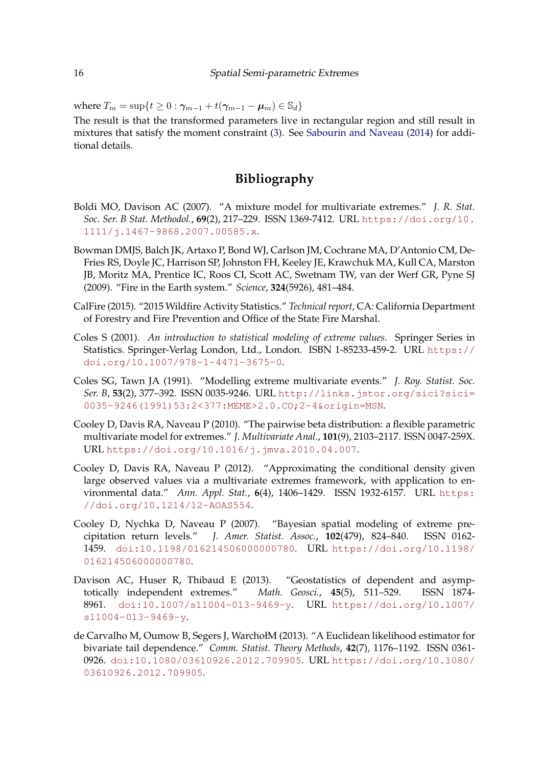where $T_m = \sup\{t \geq 0 : \boldsymbol{\gamma}_{m-1} + t(\boldsymbol{\gamma}_{m-1} - \boldsymbol{\mu}_m) \in \mathbb{S}_d\}$

The result is that the transformed parameters live in rectangular region and still result in mixtures that satisfy the moment constraint (3). See Sabourin and Naveau (2014) for additional details.

# Bibliography

Boldi MO, Davison AC (2007). "A mixture model for multivariate extremes." *J. R. Stat. Soc. Ser. B Stat. Methodol.*, **69**(2), 217–229. ISSN 1369-7412. URL https://doi.org/10.1111/j.1467-9868.2007.00585.x.

Bowman DMJS, Balch JK, Artaxo P, Bond WJ, Carlson JM, Cochrane MA, D'Antonio CM, DeFries RS, Doyle JC, Harrison SP, Johnston FH, Keeley JE, Krawchuk MA, Kull CA, Marston JB, Moritz MA, Prentice IC, Roos CI, Scott AC, Swetnam TW, van der Werf GR, Pyne SJ (2009). "Fire in the Earth system." *Science*, **324**(5926), 481–484.

CalFire (2015). "2015 Wildfire Activity Statistics." *Technical report*, CA: California Department of Forestry and Fire Prevention and Office of the State Fire Marshal.

Coles S (2001). *An introduction to statistical modeling of extreme values*. Springer Series in Statistics. Springer-Verlag London, Ltd., London. ISBN 1-85233-459-2. URL https://doi.org/10.1007/978-1-4471-3675-0.

Coles SG, Tawn JA (1991). "Modelling extreme multivariate events." *J. Roy. Statist. Soc. Ser. B*, **53**(2), 377–392. ISSN 0035-9246. URL http://links.jstor.org/sici?sici=0035-9246(1991)53:2<377:MEME>2.0.CO;2-4&origin=MSN.

Cooley D, Davis RA, Naveau P (2010). "The pairwise beta distribution: a flexible parametric multivariate model for extremes." *J. Multivariate Anal.*, **101**(9), 2103–2117. ISSN 0047-259X. URL https://doi.org/10.1016/j.jmva.2010.04.007.

Cooley D, Davis RA, Naveau P (2012). "Approximating the conditional density given large observed values via a multivariate extremes framework, with application to environmental data." *Ann. Appl. Stat.*, **6**(4), 1406–1429. ISSN 1932-6157. URL https://doi.org/10.1214/12-AOAS554.

Cooley D, Nychka D, Naveau P (2007). "Bayesian spatial modeling of extreme precipitation return levels." *J. Amer. Statist. Assoc.*, **102**(479), 824–840. ISSN 0162-1459. doi:10.1198/016214506000000780. URL https://doi.org/10.1198/016214506000000780.

Davison AC, Huser R, Thibaud E (2013). "Geostatistics of dependent and asymptotically independent extremes." *Math. Geosci.*, **45**(5), 511–529. ISSN 1874-8961. doi:10.1007/s11004-013-9469-y. URL https://doi.org/10.1007/s11004-013-9469-y.

de Carvalho M, Oumow B, Segers J, WarchołM (2013). "A Euclidean likelihood estimator for bivariate tail dependence." *Comm. Statist. Theory Methods*, **42**(7), 1176–1192. ISSN 0361-0926. doi:10.1080/03610926.2012.709905. URL https://doi.org/10.1080/03610926.2012.709905.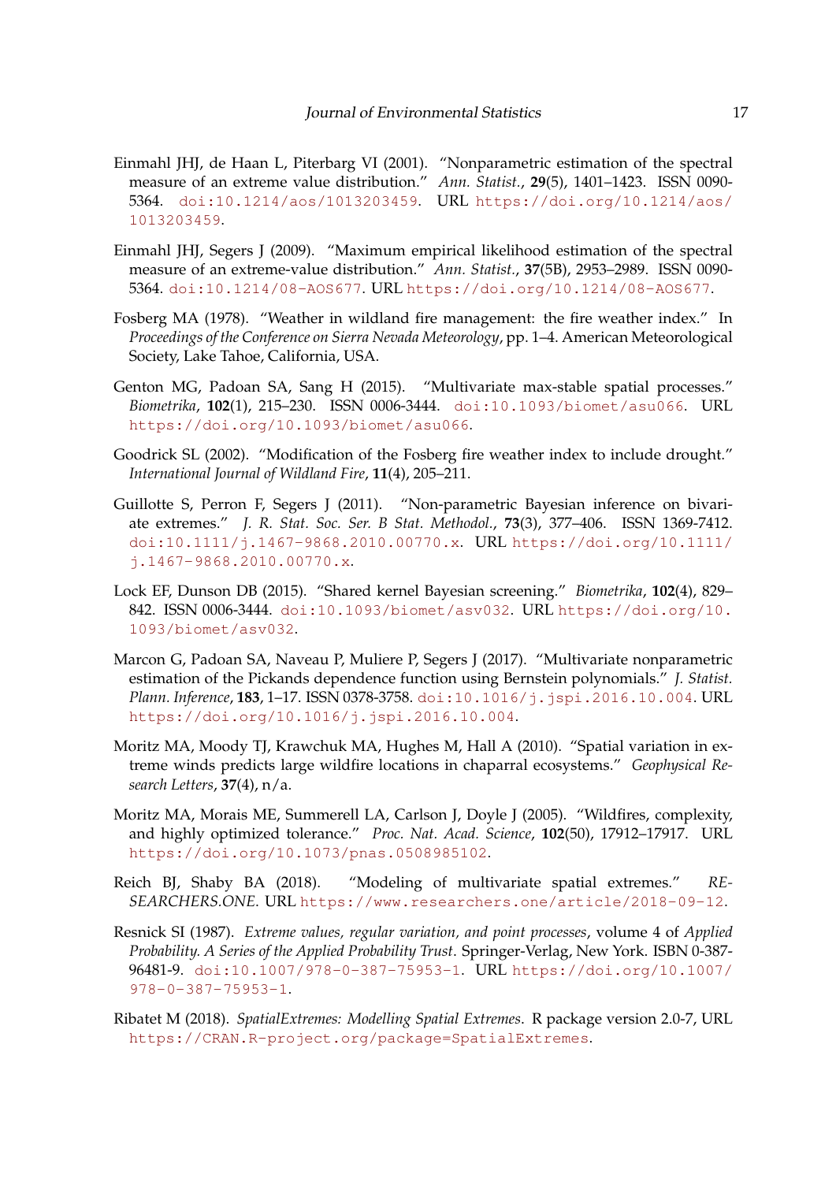Einmahl JHJ, de Haan L, Piterbarg VI (2001). "Nonparametric estimation of the spectral measure of an extreme value distribution." *Ann. Statist.*, **29**(5), 1401–1423. ISSN 0090-5364. doi:10.1214/aos/1013203459. URL https://doi.org/10.1214/aos/1013203459.

Einmahl JHJ, Segers J (2009). "Maximum empirical likelihood estimation of the spectral measure of an extreme-value distribution." *Ann. Statist.*, **37**(5B), 2953–2989. ISSN 0090-5364. doi:10.1214/08-AOS677. URL https://doi.org/10.1214/08-AOS677.

Fosberg MA (1978). "Weather in wildland fire management: the fire weather index." In *Proceedings of the Conference on Sierra Nevada Meteorology*, pp. 1–4. American Meteorological Society, Lake Tahoe, California, USA.

Genton MG, Padoan SA, Sang H (2015). "Multivariate max-stable spatial processes." *Biometrika*, **102**(1), 215–230. ISSN 0006-3444. doi:10.1093/biomet/asu066. URL https://doi.org/10.1093/biomet/asu066.

Goodrick SL (2002). "Modification of the Fosberg fire weather index to include drought." *International Journal of Wildland Fire*, **11**(4), 205–211.

Guillotte S, Perron F, Segers J (2011). "Non-parametric Bayesian inference on bivariate extremes." *J. R. Stat. Soc. Ser. B Stat. Methodol.*, **73**(3), 377–406. ISSN 1369-7412. doi:10.1111/j.1467-9868.2010.00770.x. URL https://doi.org/10.1111/j.1467-9868.2010.00770.x.

Lock EF, Dunson DB (2015). "Shared kernel Bayesian screening." *Biometrika*, **102**(4), 829–842. ISSN 0006-3444. doi:10.1093/biomet/asv032. URL https://doi.org/10.1093/biomet/asv032.

Marcon G, Padoan SA, Naveau P, Muliere P, Segers J (2017). "Multivariate nonparametric estimation of the Pickands dependence function using Bernstein polynomials." *J. Statist. Plann. Inference*, **183**, 1–17. ISSN 0378-3758. doi:10.1016/j.jspi.2016.10.004. URL https://doi.org/10.1016/j.jspi.2016.10.004.

Moritz MA, Moody TJ, Krawchuk MA, Hughes M, Hall A (2010). "Spatial variation in extreme winds predicts large wildfire locations in chaparral ecosystems." *Geophysical Research Letters*, **37**(4), n/a.

Moritz MA, Morais ME, Summerell LA, Carlson J, Doyle J (2005). "Wildfires, complexity, and highly optimized tolerance." *Proc. Nat. Acad. Science*, **102**(50), 17912–17917. URL https://doi.org/10.1073/pnas.0508985102.

Reich BJ, Shaby BA (2018). "Modeling of multivariate spatial extremes." *RESEARCHERS.ONE*. URL https://www.researchers.one/article/2018-09-12.

Resnick SI (1987). *Extreme values, regular variation, and point processes*, volume 4 of *Applied Probability. A Series of the Applied Probability Trust*. Springer-Verlag, New York. ISBN 0-387-96481-9. doi:10.1007/978-0-387-75953-1. URL https://doi.org/10.1007/978-0-387-75953-1.

Ribatet M (2018). *SpatialExtremes: Modelling Spatial Extremes*. R package version 2.0-7, URL https://CRAN.R-project.org/package=SpatialExtremes.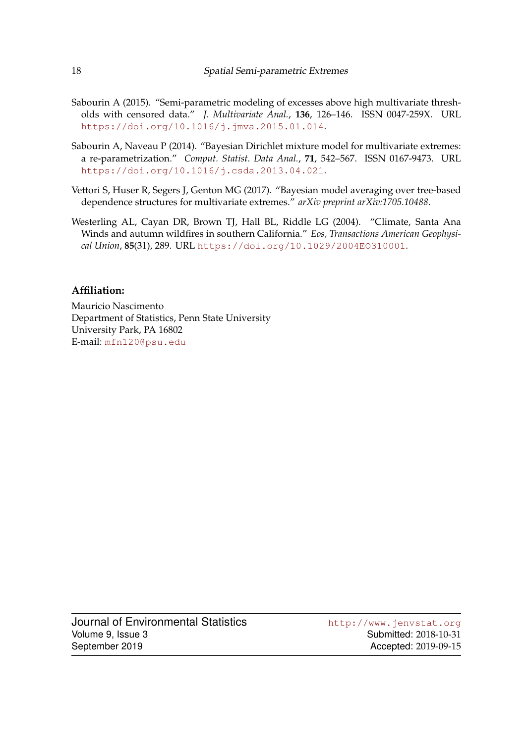Sabourin A (2015). "Semi-parametric modeling of excesses above high multivariate thresholds with censored data." *J. Multivariate Anal.*, **136**, 126–146. ISSN 0047-259X. URL https://doi.org/10.1016/j.jmva.2015.01.014.

Sabourin A, Naveau P (2014). "Bayesian Dirichlet mixture model for multivariate extremes: a re-parametrization." *Comput. Statist. Data Anal.*, **71**, 542–567. ISSN 0167-9473. URL https://doi.org/10.1016/j.csda.2013.04.021.

Vettori S, Huser R, Segers J, Genton MG (2017). "Bayesian model averaging over tree-based dependence structures for multivariate extremes." *arXiv preprint arXiv:1705.10488*.

Westerling AL, Cayan DR, Brown TJ, Hall BL, Riddle LG (2004). "Climate, Santa Ana Winds and autumn wildfires in southern California." *Eos, Transactions American Geophysical Union*, **85**(31), 289. URL https://doi.org/10.1029/2004EO310001.

**Affiliation:**

Mauricio Nascimento
Department of Statistics, Penn State University
University Park, PA 16802
E-mail: mfn120@psu.edu

Journal of Environmental Statistics
Volume 9, Issue 3
September 2019
http://www.jenvstat.org
Submitted: 2018-10-31
Accepted: 2019-09-15